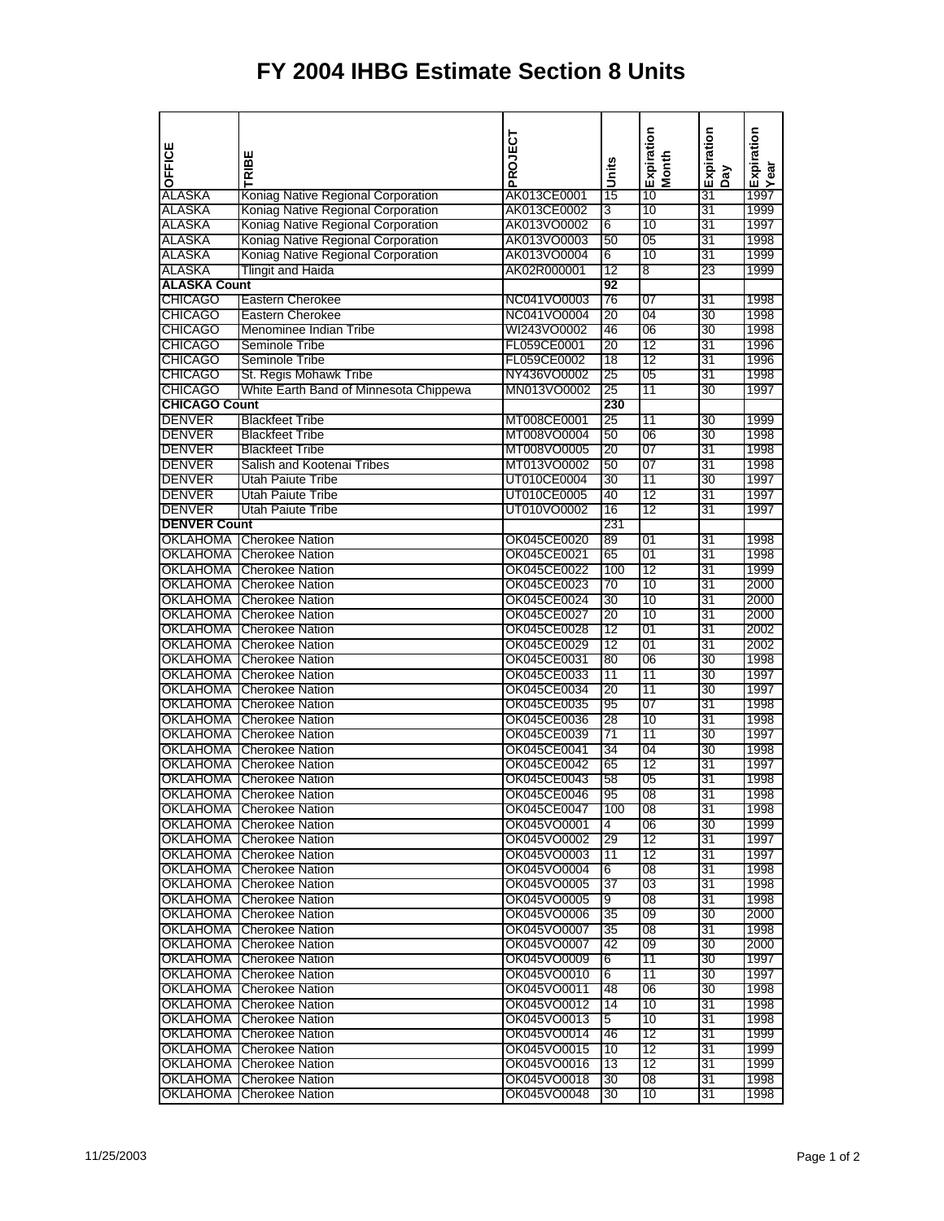# FY 2004 IHBG Estimate Section 8 Units

| OFFICE | TRIBE | PROJECT | Units | Expiration Month | Expiration Day | Expiration Year |
|---|---|---|---|---|---|---|
| ALASKA | Koniag Native Regional Corporation | AK013CE0001 | 15 | 10 | 31 | 1997 |
| ALASKA | Koniag Native Regional Corporation | AK013CE0002 | 3 | 10 | 31 | 1999 |
| ALASKA | Koniag Native Regional Corporation | AK013VO0002 | 6 | 10 | 31 | 1997 |
| ALASKA | Koniag Native Regional Corporation | AK013VO0003 | 50 | 05 | 31 | 1998 |
| ALASKA | Koniag Native Regional Corporation | AK013VO0004 | 6 | 10 | 31 | 1999 |
| ALASKA | Tlingit and Haida | AK02R000001 | 12 | 8 | 23 | 1999 |
| **ALASKA Count** | | | **92** | | | |
| CHICAGO | Eastern Cherokee | NC041VO0003 | 76 | 07 | 31 | 1998 |
| CHICAGO | Eastern Cherokee | NC041VO0004 | 20 | 04 | 30 | 1998 |
| CHICAGO | Menominee Indian Tribe | WI243VO0002 | 46 | 06 | 30 | 1998 |
| CHICAGO | Seminole Tribe | FL059CE0001 | 20 | 12 | 31 | 1996 |
| CHICAGO | Seminole Tribe | FL059CE0002 | 18 | 12 | 31 | 1996 |
| CHICAGO | St. Regis Mohawk Tribe | NY436VO0002 | 25 | 05 | 31 | 1998 |
| CHICAGO | White Earth Band of Minnesota Chippewa | MN013VO0002 | 25 | 11 | 30 | 1997 |
| **CHICAGO Count** | | | **230** | | | |
| DENVER | Blackfeet Tribe | MT008CE0001 | 25 | 11 | 30 | 1999 |
| DENVER | Blackfeet Tribe | MT008VO0004 | 50 | 06 | 30 | 1998 |
| DENVER | Blackfeet Tribe | MT008VO0005 | 20 | 07 | 31 | 1998 |
| DENVER | Salish and Kootenai Tribes | MT013VO0002 | 50 | 07 | 31 | 1998 |
| DENVER | Utah Paiute Tribe | UT010CE0004 | 30 | 11 | 30 | 1997 |
| DENVER | Utah Paiute Tribe | UT010CE0005 | 40 | 12 | 31 | 1997 |
| DENVER | Utah Paiute Tribe | UT010VO0002 | 16 | 12 | 31 | 1997 |
| **DENVER Count** | | | 231 | | | |
| OKLAHOMA | Cherokee Nation | OK045CE0020 | 89 | 01 | 31 | 1998 |
| OKLAHOMA | Cherokee Nation | OK045CE0021 | 65 | 01 | 31 | 1998 |
| OKLAHOMA | Cherokee Nation | OK045CE0022 | 100 | 12 | 31 | 1999 |
| OKLAHOMA | Cherokee Nation | OK045CE0023 | 70 | 10 | 31 | 2000 |
| OKLAHOMA | Cherokee Nation | OK045CE0024 | 30 | 10 | 31 | 2000 |
| OKLAHOMA | Cherokee Nation | OK045CE0027 | 20 | 10 | 31 | 2000 |
| OKLAHOMA | Cherokee Nation | OK045CE0028 | 12 | 01 | 31 | 2002 |
| OKLAHOMA | Cherokee Nation | OK045CE0029 | 12 | 01 | 31 | 2002 |
| OKLAHOMA | Cherokee Nation | OK045CE0031 | 80 | 06 | 30 | 1998 |
| OKLAHOMA | Cherokee Nation | OK045CE0033 | 11 | 11 | 30 | 1997 |
| OKLAHOMA | Cherokee Nation | OK045CE0034 | 20 | 11 | 30 | 1997 |
| OKLAHOMA | Cherokee Nation | OK045CE0035 | 95 | 07 | 31 | 1998 |
| OKLAHOMA | Cherokee Nation | OK045CE0036 | 28 | 10 | 31 | 1998 |
| OKLAHOMA | Cherokee Nation | OK045CE0039 | 71 | 11 | 30 | 1997 |
| OKLAHOMA | Cherokee Nation | OK045CE0041 | 34 | 04 | 30 | 1998 |
| OKLAHOMA | Cherokee Nation | OK045CE0042 | 65 | 12 | 31 | 1997 |
| OKLAHOMA | Cherokee Nation | OK045CE0043 | 58 | 05 | 31 | 1998 |
| OKLAHOMA | Cherokee Nation | OK045CE0046 | 95 | 08 | 31 | 1998 |
| OKLAHOMA | Cherokee Nation | OK045CE0047 | 100 | 08 | 31 | 1998 |
| OKLAHOMA | Cherokee Nation | OK045VO0001 | 4 | 06 | 30 | 1999 |
| OKLAHOMA | Cherokee Nation | OK045VO0002 | 29 | 12 | 31 | 1997 |
| OKLAHOMA | Cherokee Nation | OK045VO0003 | 11 | 12 | 31 | 1997 |
| OKLAHOMA | Cherokee Nation | OK045VO0004 | 6 | 08 | 31 | 1998 |
| OKLAHOMA | Cherokee Nation | OK045VO0005 | 37 | 03 | 31 | 1998 |
| OKLAHOMA | Cherokee Nation | OK045VO0005 | 9 | 08 | 31 | 1998 |
| OKLAHOMA | Cherokee Nation | OK045VO0006 | 35 | 09 | 30 | 2000 |
| OKLAHOMA | Cherokee Nation | OK045VO0007 | 35 | 08 | 31 | 1998 |
| OKLAHOMA | Cherokee Nation | OK045VO0007 | 42 | 09 | 30 | 2000 |
| OKLAHOMA | Cherokee Nation | OK045VO0009 | 6 | 11 | 30 | 1997 |
| OKLAHOMA | Cherokee Nation | OK045VO0010 | 6 | 11 | 30 | 1997 |
| OKLAHOMA | Cherokee Nation | OK045VO0011 | 48 | 06 | 30 | 1998 |
| OKLAHOMA | Cherokee Nation | OK045VO0012 | 14 | 10 | 31 | 1998 |
| OKLAHOMA | Cherokee Nation | OK045VO0013 | 5 | 10 | 31 | 1998 |
| OKLAHOMA | Cherokee Nation | OK045VO0014 | 46 | 12 | 31 | 1999 |
| OKLAHOMA | Cherokee Nation | OK045VO0015 | 10 | 12 | 31 | 1999 |
| OKLAHOMA | Cherokee Nation | OK045VO0016 | 13 | 12 | 31 | 1999 |
| OKLAHOMA | Cherokee Nation | OK045VO0018 | 30 | 08 | 31 | 1998 |
| OKLAHOMA | Cherokee Nation | OK045VO0048 | 30 | 10 | 31 | 1998 |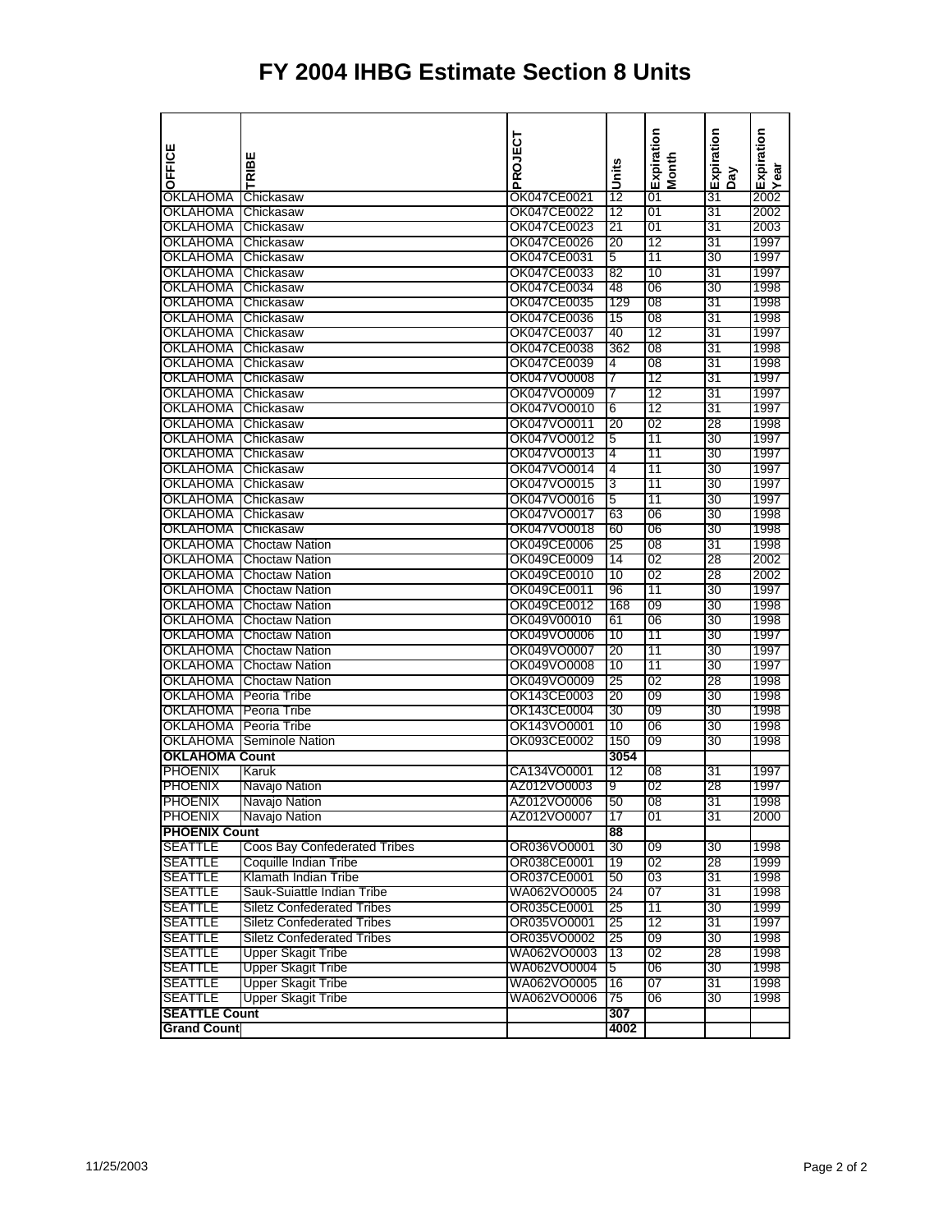# FY 2004 IHBG Estimate Section 8 Units

| OFFICE | TRIBE | PROJECT | Units | Expiration Month | Expiration Day | Expiration Year |
|---|---|---|---|---|---|---|
| OKLAHOMA | Chickasaw | OK047CE0021 | 12 | 01 | 31 | 2002 |
| OKLAHOMA | Chickasaw | OK047CE0022 | 12 | 01 | 31 | 2002 |
| OKLAHOMA | Chickasaw | OK047CE0023 | 21 | 01 | 31 | 2003 |
| OKLAHOMA | Chickasaw | OK047CE0026 | 20 | 12 | 31 | 1997 |
| OKLAHOMA | Chickasaw | OK047CE0031 | 5 | 11 | 30 | 1997 |
| OKLAHOMA | Chickasaw | OK047CE0033 | 82 | 10 | 31 | 1997 |
| OKLAHOMA | Chickasaw | OK047CE0034 | 48 | 06 | 30 | 1998 |
| OKLAHOMA | Chickasaw | OK047CE0035 | 129 | 08 | 31 | 1998 |
| OKLAHOMA | Chickasaw | OK047CE0036 | 15 | 08 | 31 | 1998 |
| OKLAHOMA | Chickasaw | OK047CE0037 | 40 | 12 | 31 | 1997 |
| OKLAHOMA | Chickasaw | OK047CE0038 | 362 | 08 | 31 | 1998 |
| OKLAHOMA | Chickasaw | OK047CE0039 | 4 | 08 | 31 | 1998 |
| OKLAHOMA | Chickasaw | OK047VO0008 | 7 | 12 | 31 | 1997 |
| OKLAHOMA | Chickasaw | OK047VO0009 | 7 | 12 | 31 | 1997 |
| OKLAHOMA | Chickasaw | OK047VO0010 | 6 | 12 | 31 | 1997 |
| OKLAHOMA | Chickasaw | OK047VO0011 | 20 | 02 | 28 | 1998 |
| OKLAHOMA | Chickasaw | OK047VO0012 | 5 | 11 | 30 | 1997 |
| OKLAHOMA | Chickasaw | OK047VO0013 | 4 | 11 | 30 | 1997 |
| OKLAHOMA | Chickasaw | OK047VO0014 | 4 | 11 | 30 | 1997 |
| OKLAHOMA | Chickasaw | OK047VO0015 | 3 | 11 | 30 | 1997 |
| OKLAHOMA | Chickasaw | OK047VO0016 | 5 | 11 | 30 | 1997 |
| OKLAHOMA | Chickasaw | OK047VO0017 | 63 | 06 | 30 | 1998 |
| OKLAHOMA | Chickasaw | OK047VO0018 | 60 | 06 | 30 | 1998 |
| OKLAHOMA | Choctaw Nation | OK049CE0006 | 25 | 08 | 31 | 1998 |
| OKLAHOMA | Choctaw Nation | OK049CE0009 | 14 | 02 | 28 | 2002 |
| OKLAHOMA | Choctaw Nation | OK049CE0010 | 10 | 02 | 28 | 2002 |
| OKLAHOMA | Choctaw Nation | OK049CE0011 | 96 | 11 | 30 | 1997 |
| OKLAHOMA | Choctaw Nation | OK049CE0012 | 168 | 09 | 30 | 1998 |
| OKLAHOMA | Choctaw Nation | OK049V00010 | 61 | 06 | 30 | 1998 |
| OKLAHOMA | Choctaw Nation | OK049VO0006 | 10 | 11 | 30 | 1997 |
| OKLAHOMA | Choctaw Nation | OK049VO0007 | 20 | 11 | 30 | 1997 |
| OKLAHOMA | Choctaw Nation | OK049VO0008 | 10 | 11 | 30 | 1997 |
| OKLAHOMA | Choctaw Nation | OK049VO0009 | 25 | 02 | 28 | 1998 |
| OKLAHOMA | Peoria Tribe | OK143CE0003 | 20 | 09 | 30 | 1998 |
| OKLAHOMA | Peoria Tribe | OK143CE0004 | 30 | 09 | 30 | 1998 |
| OKLAHOMA | Peoria Tribe | OK143VO0001 | 10 | 06 | 30 | 1998 |
| OKLAHOMA | Seminole Nation | OK093CE0002 | 150 | 09 | 30 | 1998 |
| **OKLAHOMA Count** | | | **3054** | | | |
| PHOENIX | Karuk | CA134VO0001 | 12 | 08 | 31 | 1997 |
| PHOENIX | Navajo Nation | AZ012VO0003 | 9 | 02 | 28 | 1997 |
| PHOENIX | Navajo Nation | AZ012VO0006 | 50 | 08 | 31 | 1998 |
| PHOENIX | Navajo Nation | AZ012VO0007 | 17 | 01 | 31 | 2000 |
| **PHOENIX Count** | | | **88** | | | |
| SEATTLE | Coos Bay Confederated Tribes | OR036VO0001 | 30 | 09 | 30 | 1998 |
| SEATTLE | Coquille Indian Tribe | OR038CE0001 | 19 | 02 | 28 | 1999 |
| SEATTLE | Klamath Indian Tribe | OR037CE0001 | 50 | 03 | 31 | 1998 |
| SEATTLE | Sauk-Suiattle Indian Tribe | WA062VO0005 | 24 | 07 | 31 | 1998 |
| SEATTLE | Siletz Confederated Tribes | OR035CE0001 | 25 | 11 | 30 | 1999 |
| SEATTLE | Siletz Confederated Tribes | OR035VO0001 | 25 | 12 | 31 | 1997 |
| SEATTLE | Siletz Confederated Tribes | OR035VO0002 | 25 | 09 | 30 | 1998 |
| SEATTLE | Upper Skagit Tribe | WA062VO0003 | 13 | 02 | 28 | 1998 |
| SEATTLE | Upper Skagit Tribe | WA062VO0004 | 5 | 06 | 30 | 1998 |
| SEATTLE | Upper Skagit Tribe | WA062VO0005 | 16 | 07 | 31 | 1998 |
| SEATTLE | Upper Skagit Tribe | WA062VO0006 | 75 | 06 | 30 | 1998 |
| **SEATTLE Count** | | | **307** | | | |
| **Grand Count** | | | **4002** | | | |

11/25/2003